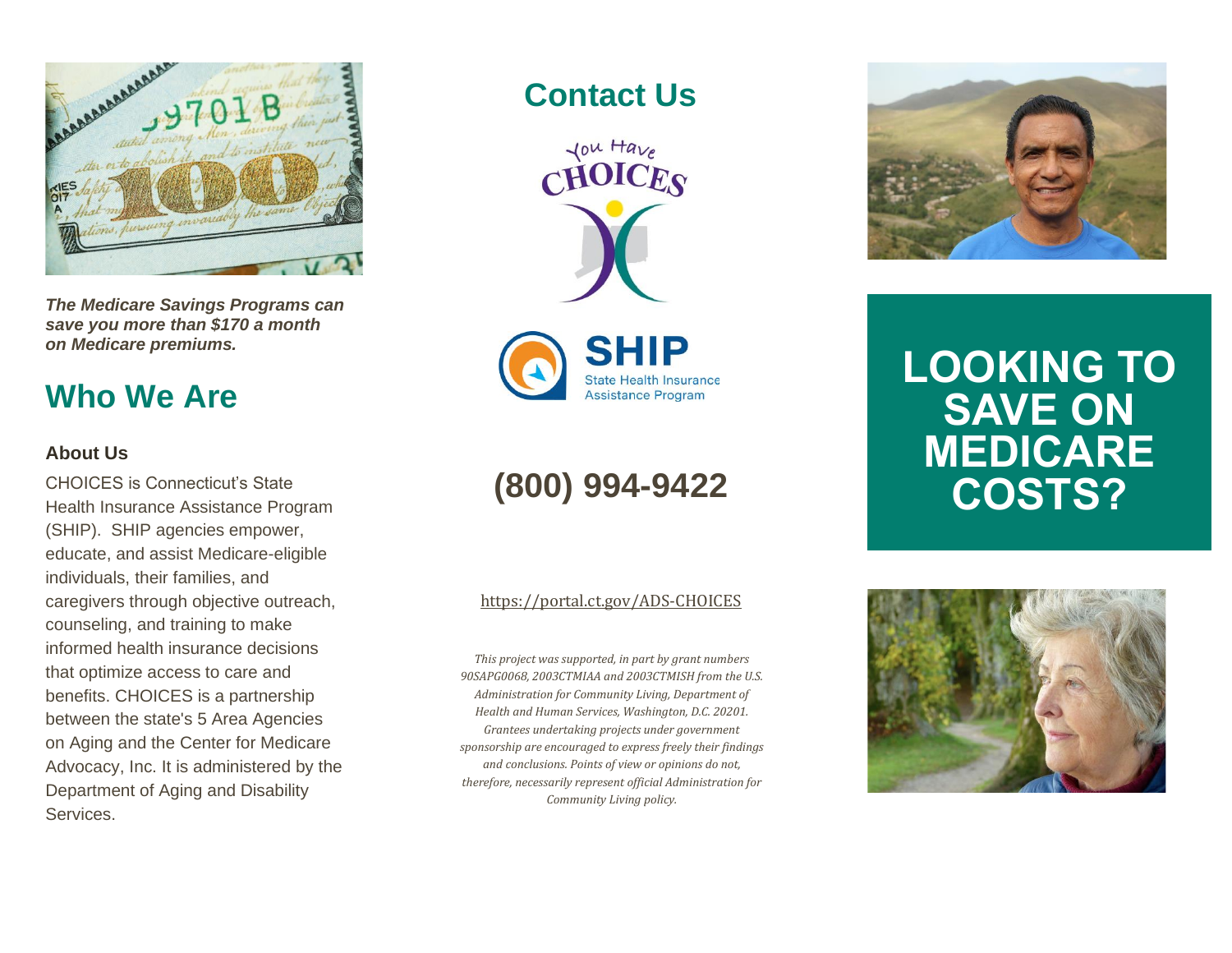*The Medicare Savings Programs can save you more than $170 a month on Medicare premiums.*

## Who We Are

### About Us

CHOICES is Connecticut's State Health Insurance Assistance Program (SHIP). SHIP agencies empower, educate, and assist Medicare-eligible individuals, their families, and caregivers through objective outreach, counseling, and training to make informed health insurance decisions that optimize access to care and benefits. CHOICES is a partnership between the state's 5 Area Agencies on Aging and the Center for Medicare Advocacy, Inc. It is administered by the Department of Aging and Disability Services.

## Contact Us

You Have CHOICES

SHIP State Health Insurance Assistance Program

**(800) 994-9422**

https://portal.ct.gov/ADS-CHOICES

*This project was supported, in part by grant numbers 90SAPG0068, 2003CTMIAA and 2003CTMISH from the U.S. Administration for Community Living, Department of Health and Human Services, Washington, D.C. 20201. Grantees undertaking projects under government sponsorship are encouraged to express freely their findings and conclusions. Points of view or opinions do not, therefore, necessarily represent official Administration for Community Living policy.*

# LOOKING TO SAVE ON MEDICARE COSTS?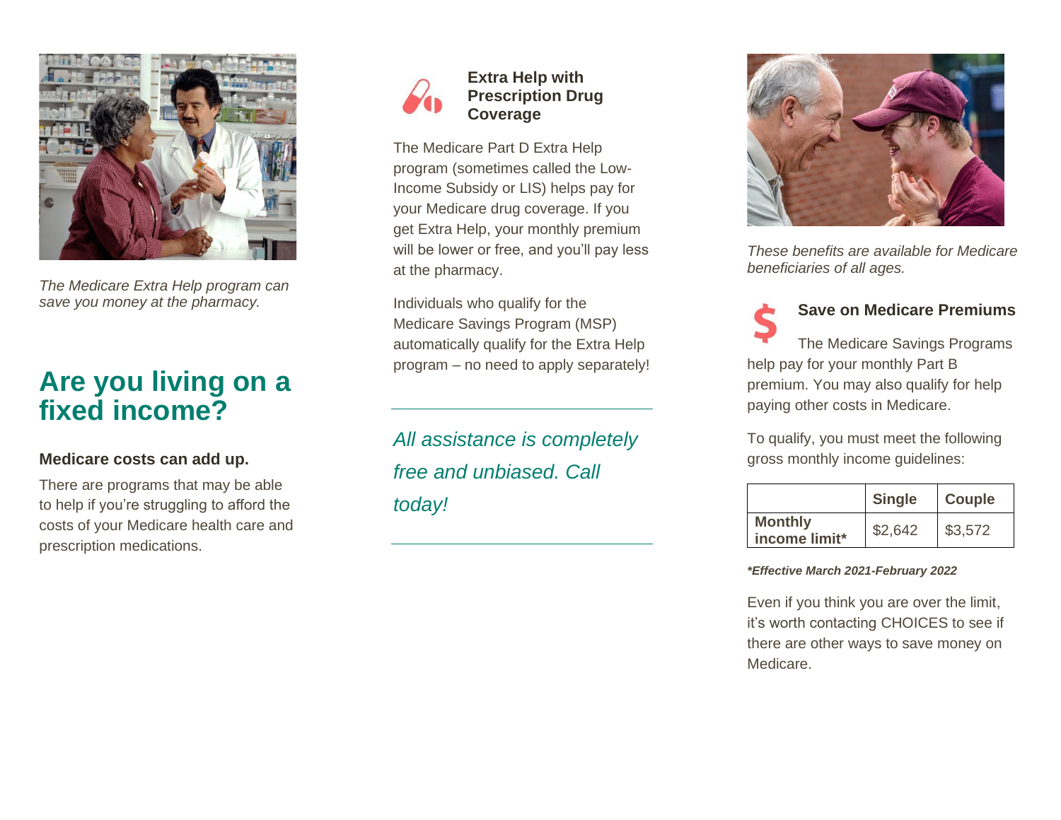*The Medicare Extra Help program can save you money at the pharmacy.*

## Are you living on a fixed income?

**Medicare costs can add up.**

There are programs that may be able to help if you're struggling to afford the costs of your Medicare health care and prescription medications.

### Extra Help with Prescription Drug Coverage

The Medicare Part D Extra Help program (sometimes called the Low-Income Subsidy or LIS) helps pay for your Medicare drug coverage. If you get Extra Help, your monthly premium will be lower or free, and you'll pay less at the pharmacy.

Individuals who qualify for the Medicare Savings Program (MSP) automatically qualify for the Extra Help program – no need to apply separately!

---

*All assistance is completely free and unbiased. Call today!*

---

*These benefits are available for Medicare beneficiaries of all ages.*

### Save on Medicare Premiums

The Medicare Savings Programs help pay for your monthly Part B premium. You may also qualify for help paying other costs in Medicare.

To qualify, you must meet the following gross monthly income guidelines:

| | Single | Couple |
|---|---|---|
| **Monthly income limit*** | $2,642 | $3,572 |

***Effective March 2021-February 2022***

Even if you think you are over the limit, it's worth contacting CHOICES to see if there are other ways to save money on Medicare.